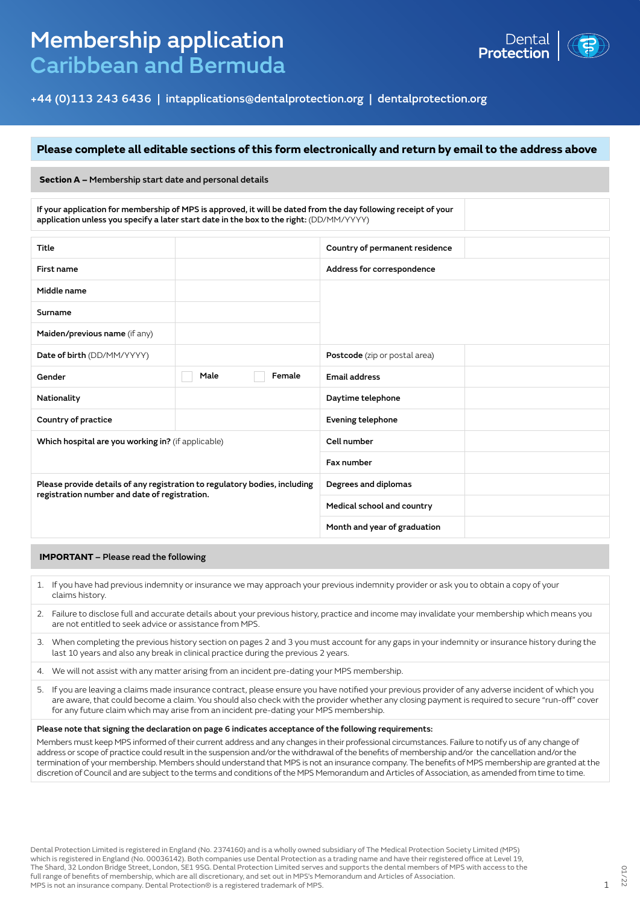# Membership application
## Caribbean and Bermuda

Dental Protection

+44 (0)113 243 6436 | intapplications@dentalprotection.org | dentalprotection.org

**Please complete all editable sections of this form electronically and return by email to the address above**

**Section A** – Membership start date and personal details

| **If your application for membership of MPS is approved, it will be dated from the day following receipt of your application unless you specify a later start date in the box to the right:** (DD/MM/YYYY) | |
|---|---|

| | | | |
|---|---|---|---|
| **Title** | | **Country of permanent residence** | |
| **First name** | | **Address for correspondence** | |
| **Middle name** | | | |
| **Surname** | | | |
| **Maiden/previous name** (if any) | | | |
| **Date of birth** (DD/MM/YYYY) | | **Postcode** (zip or postal area) | |
| **Gender** | ☐ Male ☐ Female | **Email address** | |
| **Nationality** | | **Daytime telephone** | |
| **Country of practice** | | **Evening telephone** | |
| **Which hospital are you working in?** (if applicable) | | **Cell number** | |
| | | **Fax number** | |
| **Please provide details of any registration to regulatory bodies, including registration number and date of registration.** | | **Degrees and diplomas** | |
| | | **Medical school and country** | |
| | | **Month and year of graduation** | |

**IMPORTANT** – Please read the following

1. If you have had previous indemnity or insurance we may approach your previous indemnity provider or ask you to obtain a copy of your claims history.
2. Failure to disclose full and accurate details about your previous history, practice and income may invalidate your membership which means you are not entitled to seek advice or assistance from MPS.
3. When completing the previous history section on pages 2 and 3 you must account for any gaps in your indemnity or insurance history during the last 10 years and also any break in clinical practice during the previous 2 years.
4. We will not assist with any matter arising from an incident pre-dating your MPS membership.
5. If you are leaving a claims made insurance contract, please ensure you have notified your previous provider of any adverse incident of which you are aware, that could become a claim. You should also check with the provider whether any closing payment is required to secure "run-off" cover for any future claim which may arise from an incident pre-dating your MPS membership.

**Please note that signing the declaration on page 6 indicates acceptance of the following requirements:**

Members must keep MPS informed of their current address and any changes in their professional circumstances. Failure to notify us of any change of address or scope of practice could result in the suspension and/or the withdrawal of the benefits of membership and/or the cancellation and/or the termination of your membership. Members should understand that MPS is not an insurance company. The benefits of MPS membership are granted at the discretion of Council and are subject to the terms and conditions of the MPS Memorandum and Articles of Association, as amended from time to time.

Dental Protection Limited is registered in England (No. 2374160) and is a wholly owned subsidiary of The Medical Protection Society Limited (MPS) which is registered in England (No. 00036142). Both companies use Dental Protection as a trading name and have their registered office at Level 19, The Shard, 32 London Bridge Street, London, SE1 9SG. Dental Protection Limited serves and supports the dental members of MPS with access to the full range of benefits of membership, which are all discretionary, and set out in MPS's Memorandum and Articles of Association. MPS is not an insurance company. Dental Protection® is a registered trademark of MPS.

01/22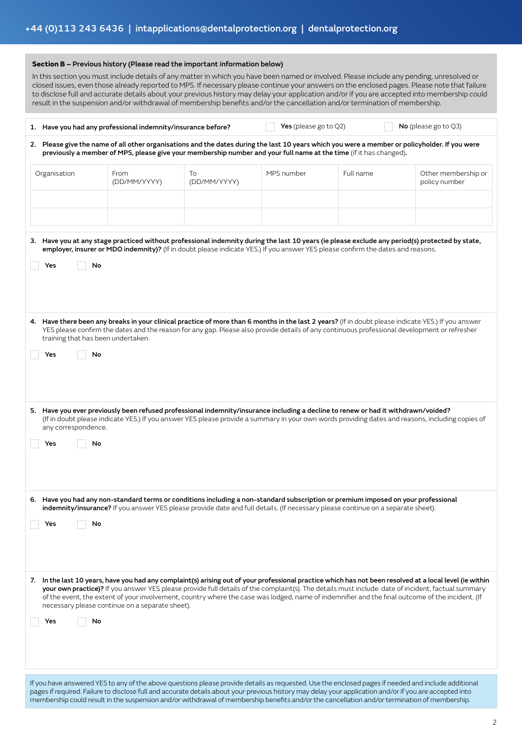**Section B – Previous history (Please read the important information below)**

In this section you must include details of any matter in which you have been named or involved. Please include any pending, unresolved or closed issues, even those already reported to MPS. If necessary please continue your answers on the enclosed pages. Please note that failure to disclose full and accurate details about your previous history may delay your application and/or if you are accepted into membership could result in the suspension and/or withdrawal of membership benefits and/or the cancellation and/or termination of membership.

**1. Have you had any professional indemnity/insurance before?** ☐ **Yes** (please go to Q2) ☐ **No** (please go to Q3)

**2. Please give the name of all other organisations and the dates during the last 10 years which you were a member or policyholder. If you were previously a member of MPS, please give your membership number and your full name at the time** (if it has changed).

| Organisation | From (DD/MM/YYYY) | To (DD/MM/YYYY) | MPS number | Full name | Other membership or policy number |
|---|---|---|---|---|---|
| | | | | | |
| | | | | | |

**3. Have you at any stage practiced without professional indemnity during the last 10 years (ie please exclude any period(s) protected by state, employer, insurer or MDO indemnity)?** (If in doubt please indicate YES.) If you answer YES please confirm the dates and reasons.

☐ **Yes** ☐ **No**

**4. Have there been any breaks in your clinical practice of more than 6 months in the last 2 years?** (If in doubt please indicate YES.) If you answer YES please confirm the dates and the reason for any gap. Please also provide details of any continuous professional development or refresher training that has been undertaken.

☐ **Yes** ☐ **No**

**5. Have you ever previously been refused professional indemnity/insurance including a decline to renew or had it withdrawn/voided?** (If in doubt please indicate YES.) If you answer YES please provide a summary in your own words providing dates and reasons, including copies of any correspondence.

☐ **Yes** ☐ **No**

**6. Have you had any non-standard terms or conditions including a non-standard subscription or premium imposed on your professional indemnity/insurance?** If you answer YES please provide date and full details. (If necessary please continue on a separate sheet).

☐ **Yes** ☐ **No**

**7. In the last 10 years, have you had any complaint(s) arising out of your professional practice which has not been resolved at a local level (ie within your own practice)?** If you answer YES please provide full details of the complaint(s). The details must include: date of incident, factual summary of the event, the extent of your involvement, country where the case was lodged, name of indemnifier and the final outcome of the incident. (If necessary please continue on a separate sheet).

☐ **Yes** ☐ **No**

If you have answered YES to any of the above questions please provide details as requested. Use the enclosed pages if needed and include additional pages if required. Failure to disclose full and accurate details about your previous history may delay your application and/or if you are accepted into membership could result in the suspension and/or withdrawal of membership benefits and/or the cancellation and/or termination of membership.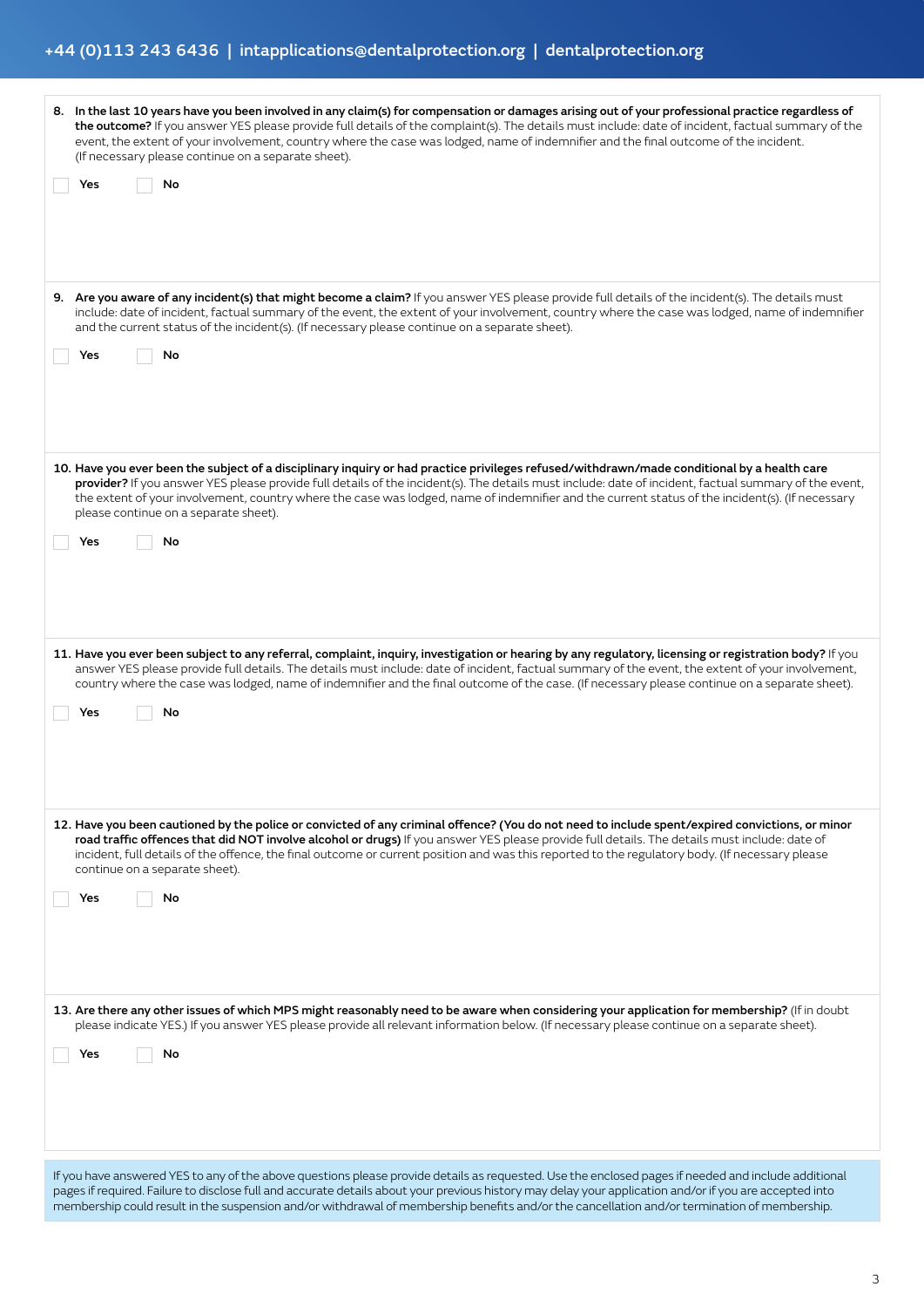**8. In the last 10 years have you been involved in any claim(s) for compensation or damages arising out of your professional practice regardless of the outcome?** If you answer YES please provide full details of the complaint(s). The details must include: date of incident, factual summary of the event, the extent of your involvement, country where the case was lodged, name of indemnifier and the final outcome of the incident. (If necessary please continue on a separate sheet).

☐ Yes ☐ No

**9. Are you aware of any incident(s) that might become a claim?** If you answer YES please provide full details of the incident(s). The details must include: date of incident, factual summary of the event, the extent of your involvement, country where the case was lodged, name of indemnifier and the current status of the incident(s). (If necessary please continue on a separate sheet).

☐ Yes ☐ No

**10. Have you ever been the subject of a disciplinary inquiry or had practice privileges refused/withdrawn/made conditional by a health care provider?** If you answer YES please provide full details of the incident(s). The details must include: date of incident, factual summary of the event, the extent of your involvement, country where the case was lodged, name of indemnifier and the current status of the incident(s). (If necessary please continue on a separate sheet).

☐ Yes ☐ No

**11. Have you ever been subject to any referral, complaint, inquiry, investigation or hearing by any regulatory, licensing or registration body?** If you answer YES please provide full details. The details must include: date of incident, factual summary of the event, the extent of your involvement, country where the case was lodged, name of indemnifier and the final outcome of the case. (If necessary please continue on a separate sheet).

☐ Yes ☐ No

**12. Have you been cautioned by the police or convicted of any criminal offence? (You do not need to include spent/expired convictions, or minor road traffic offences that did NOT involve alcohol or drugs)** If you answer YES please provide full details. The details must include: date of incident, full details of the offence, the final outcome or current position and was this reported to the regulatory body. (If necessary please continue on a separate sheet).

☐ Yes ☐ No

**13. Are there any other issues of which MPS might reasonably need to be aware when considering your application for membership?** (If in doubt please indicate YES.) If you answer YES please provide all relevant information below. (If necessary please continue on a separate sheet).

☐ Yes ☐ No

If you have answered YES to any of the above questions please provide details as requested. Use the enclosed pages if needed and include additional pages if required. Failure to disclose full and accurate details about your previous history may delay your application and/or if you are accepted into membership could result in the suspension and/or withdrawal of membership benefits and/or the cancellation and/or termination of membership.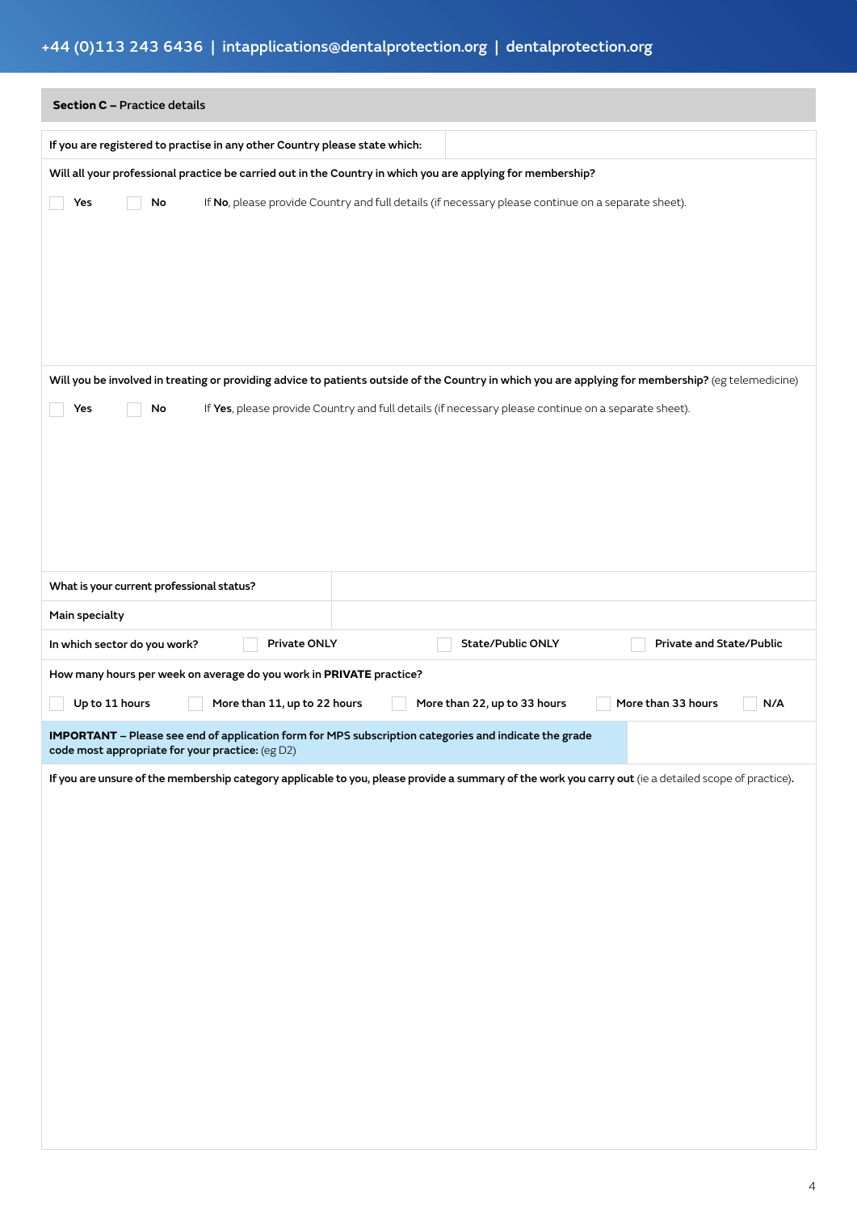## Section C – Practice details

| If you are registered to practise in any other Country please state which: | |
|---|---|

**Will all your professional practice be carried out in the Country in which you are applying for membership?**

☐ Yes ☐ No If **No**, please provide Country and full details (if necessary please continue on a separate sheet).

**Will you be involved in treating or providing advice to patients outside of the Country in which you are applying for membership?** (eg telemedicine)

☐ Yes ☐ No If **Yes**, please provide Country and full details (if necessary please continue on a separate sheet).

| What is your current professional status? | |
|---|---|
| Main specialty | |

**In which sector do you work?** ☐ Private ONLY ☐ State/Public ONLY ☐ Private and State/Public

**How many hours per week on average do you work in PRIVATE practice?**

☐ Up to 11 hours ☐ More than 11, up to 22 hours ☐ More than 22, up to 33 hours ☐ More than 33 hours ☐ N/A

| **IMPORTANT** – Please see end of application form for MPS subscription categories and indicate the grade code most appropriate for your practice: (eg D2) | |
|---|---|

**If you are unsure of the membership category applicable to you, please provide a summary of the work you carry out** (ie a detailed scope of practice).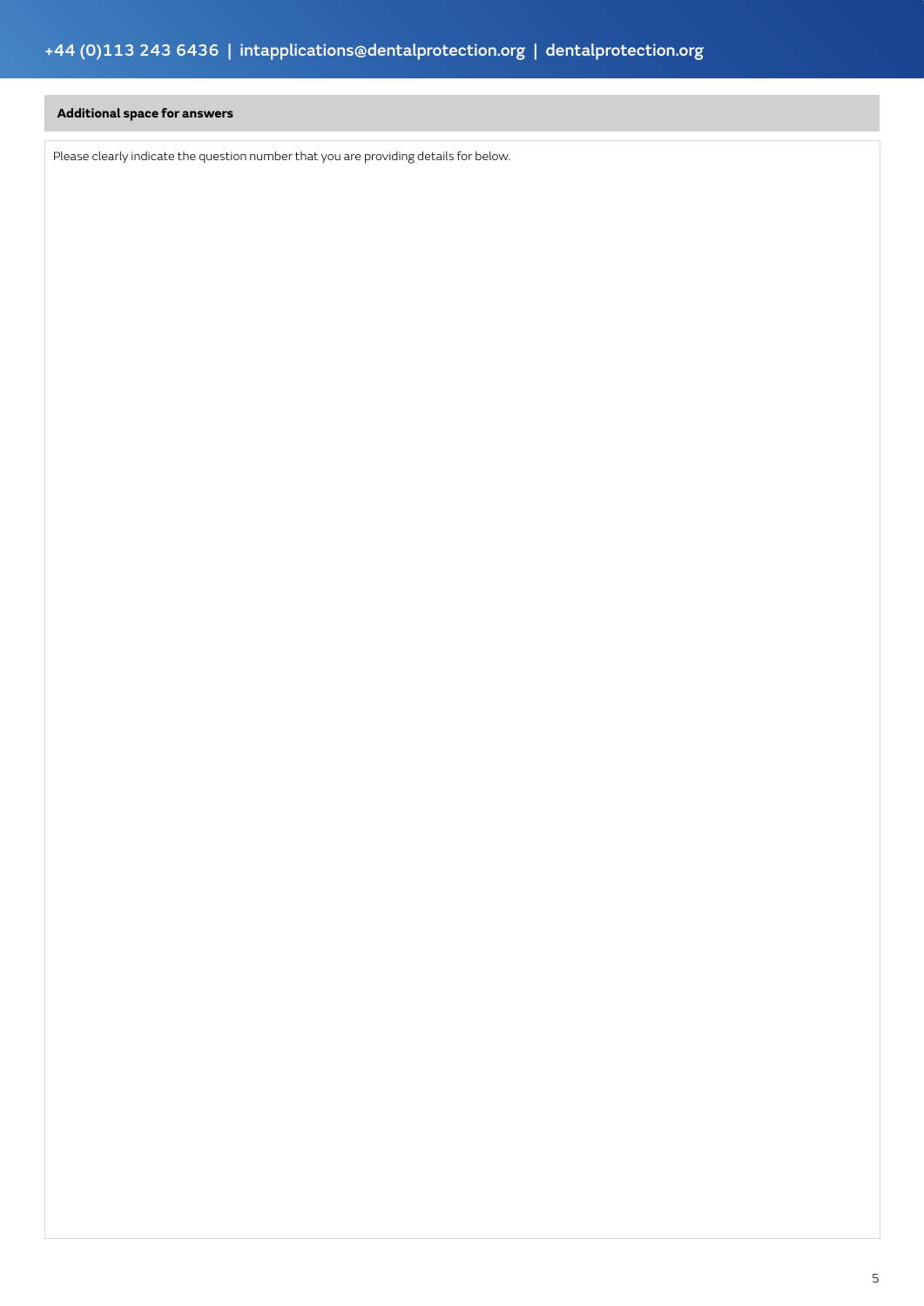**Additional space for answers**

Please clearly indicate the question number that you are providing details for below.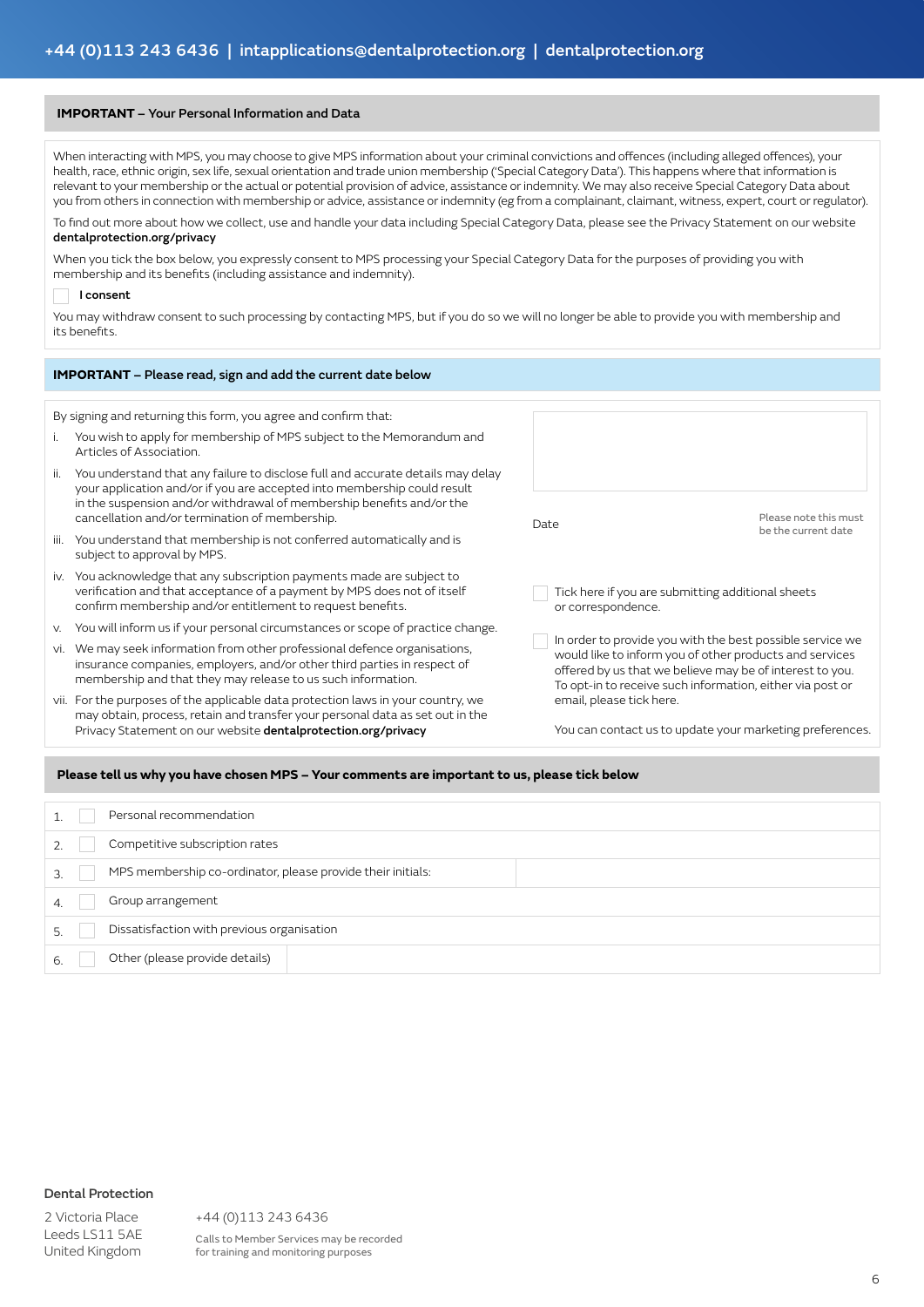## IMPORTANT – Your Personal Information and Data

When interacting with MPS, you may choose to give MPS information about your criminal convictions and offences (including alleged offences), your health, race, ethnic origin, sex life, sexual orientation and trade union membership ('Special Category Data'). This happens where that information is relevant to your membership or the actual or potential provision of advice, assistance or indemnity. We may also receive Special Category Data about you from others in connection with membership or advice, assistance or indemnity (eg from a complainant, claimant, witness, expert, court or regulator).

To find out more about how we collect, use and handle your data including Special Category Data, please see the Privacy Statement on our website **dentalprotection.org/privacy**

When you tick the box below, you expressly consent to MPS processing your Special Category Data for the purposes of providing you with membership and its benefits (including assistance and indemnity).

☐ **I consent**

You may withdraw consent to such processing by contacting MPS, but if you do so we will no longer be able to provide you with membership and its benefits.

## IMPORTANT – Please read, sign and add the current date below

By signing and returning this form, you agree and confirm that:

- i. You wish to apply for membership of MPS subject to the Memorandum and Articles of Association.
- ii. You understand that any failure to disclose full and accurate details may delay your application and/or if you are accepted into membership could result in the suspension and/or withdrawal of membership benefits and/or the cancellation and/or termination of membership.
- iii. You understand that membership is not conferred automatically and is subject to approval by MPS.
- iv. You acknowledge that any subscription payments made are subject to verification and that acceptance of a payment by MPS does not of itself confirm membership and/or entitlement to request benefits.
- v. You will inform us if your personal circumstances or scope of practice change.
- vi. We may seek information from other professional defence organisations, insurance companies, employers, and/or other third parties in respect of membership and that they may release to us such information.
- vii. For the purposes of the applicable data protection laws in your country, we may obtain, process, retain and transfer your personal data as set out in the Privacy Statement on our website **dentalprotection.org/privacy**

Date ______ Please note this must be the current date

☐ Tick here if you are submitting additional sheets or correspondence.

☐ In order to provide you with the best possible service we would like to inform you of other products and services offered by us that we believe may be of interest to you. To opt-in to receive such information, either via post or email, please tick here.

You can contact us to update your marketing preferences.

## Please tell us why you have chosen MPS – Your comments are important to us, please tick below

| | | | |
|---|---|---|---|
| 1. | ☐ | Personal recommendation | |
| 2. | ☐ | Competitive subscription rates | |
| 3. | ☐ | MPS membership co-ordinator, please provide their initials: | |
| 4. | ☐ | Group arrangement | |
| 5. | ☐ | Dissatisfaction with previous organisation | |
| 6. | ☐ | Other (please provide details) | |

**Dental Protection**

2 Victoria Place
Leeds LS11 5AE
United Kingdom

+44 (0)113 243 6436

Calls to Member Services may be recorded for training and monitoring purposes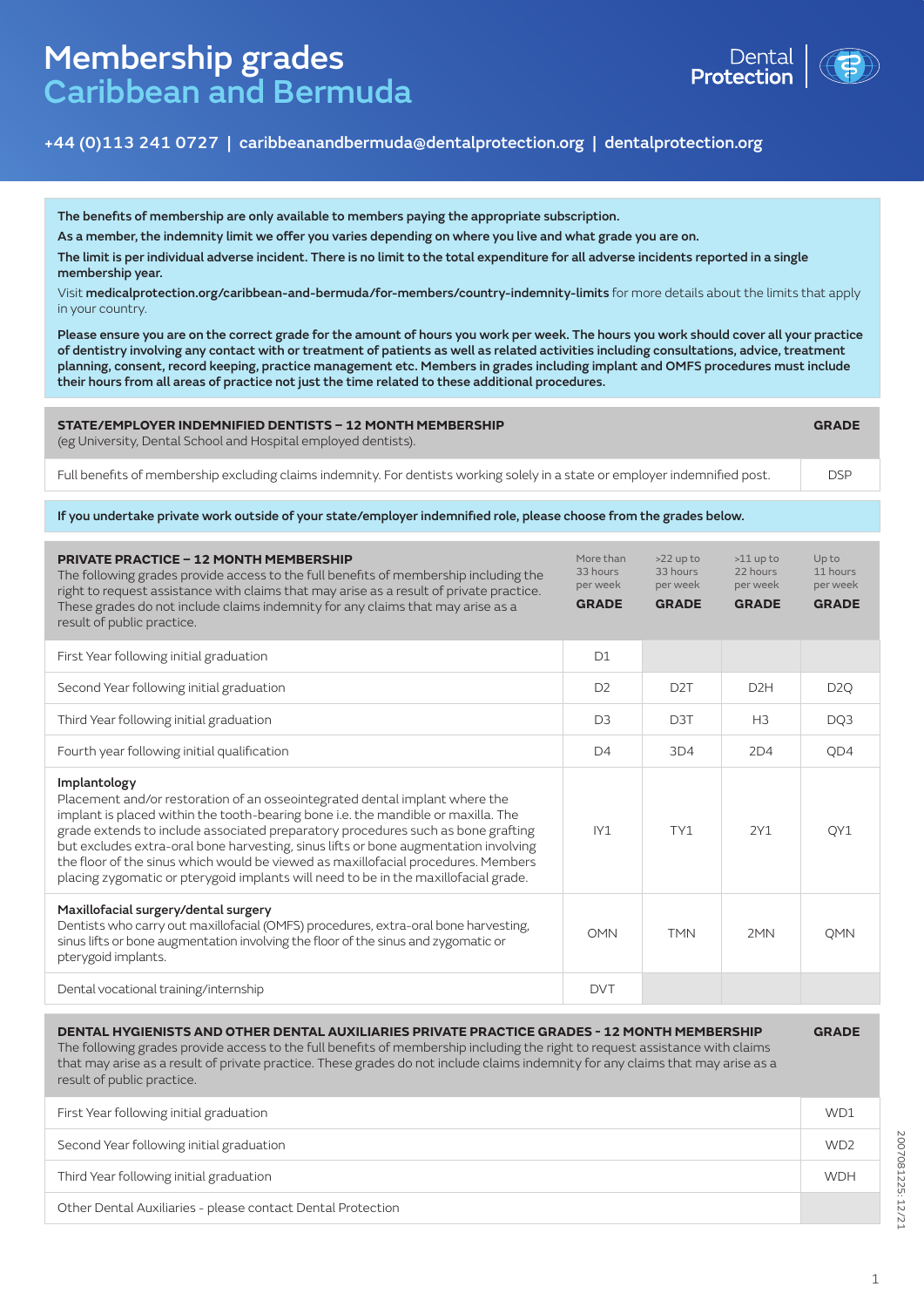# Membership grades
## Caribbean and Bermuda

Dental Protection

+44 (0)113 241 0727 | caribbeanandbermuda@dentalprotection.org | dentalprotection.org

**The benefits of membership are only available to members paying the appropriate subscription.**

**As a member, the indemnity limit we offer you varies depending on where you live and what grade you are on.**

**The limit is per individual adverse incident. There is no limit to the total expenditure for all adverse incidents reported in a single membership year.**

Visit **medicalprotection.org/caribbean-and-bermuda/for-members/country-indemnity-limits** for more details about the limits that apply in your country.

**Please ensure you are on the correct grade for the amount of hours you work per week. The hours you work should cover all your practice of dentistry involving any contact with or treatment of patients as well as related activities including consultations, advice, treatment planning, consent, record keeping, practice management etc. Members in grades including implant and OMFS procedures must include their hours from all areas of practice not just the time related to these additional procedures.**

| **STATE/EMPLOYER INDEMNIFIED DENTISTS – 12 MONTH MEMBERSHIP** (eg University, Dental School and Hospital employed dentists). | **GRADE** |
|---|---|
| Full benefits of membership excluding claims indemnity. For dentists working solely in a state or employer indemnified post. | DSP |

**If you undertake private work outside of your state/employer indemnified role, please choose from the grades below.**

| **PRIVATE PRACTICE – 12 MONTH MEMBERSHIP** The following grades provide access to the full benefits of membership including the right to request assistance with claims that may arise as a result of private practice. These grades do not include claims indemnity for any claims that may arise as a result of public practice. | More than 33 hours per week **GRADE** | >22 up to 33 hours per week **GRADE** | >11 up to 22 hours per week **GRADE** | Up to 11 hours per week **GRADE** |
|---|---|---|---|---|
| First Year following initial graduation | D1 | | | |
| Second Year following initial graduation | D2 | D2T | D2H | D2Q |
| Third Year following initial graduation | D3 | D3T | H3 | DQ3 |
| Fourth year following initial qualification | D4 | 3D4 | 2D4 | QD4 |
| **Implantology** Placement and/or restoration of an osseointegrated dental implant where the implant is placed within the tooth-bearing bone i.e. the mandible or maxilla. The grade extends to include associated preparatory procedures such as bone grafting but excludes extra-oral bone harvesting, sinus lifts or bone augmentation involving the floor of the sinus which would be viewed as maxillofacial procedures. Members placing zygomatic or pterygoid implants will need to be in the maxillofacial grade. | IY1 | TY1 | 2Y1 | QY1 |
| **Maxillofacial surgery/dental surgery** Dentists who carry out maxillofacial (OMFS) procedures, extra-oral bone harvesting, sinus lifts or bone augmentation involving the floor of the sinus and zygomatic or pterygoid implants. | OMN | TMN | 2MN | QMN |
| Dental vocational training/internship | DVT | | | |

| **DENTAL HYGIENISTS AND OTHER DENTAL AUXILIARIES PRIVATE PRACTICE GRADES - 12 MONTH MEMBERSHIP** The following grades provide access to the full benefits of membership including the right to request assistance with claims that may arise as a result of private practice. These grades do not include claims indemnity for any claims that may arise as a result of public practice. | **GRADE** |
|---|---|
| First Year following initial graduation | WD1 |
| Second Year following initial graduation | WD2 |
| Third Year following initial graduation | WDH |
| Other Dental Auxiliaries - please contact Dental Protection | |

2007081225: 12/21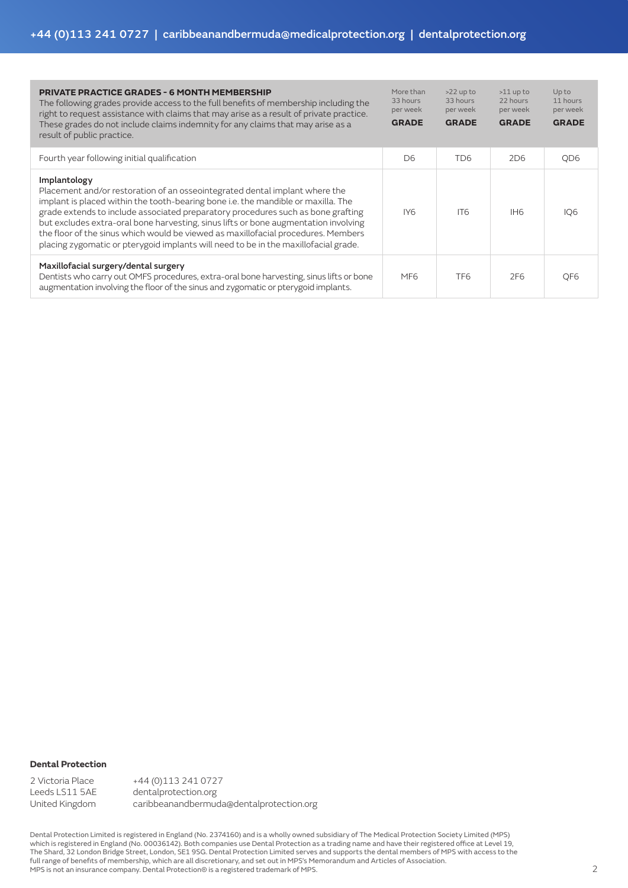| **PRIVATE PRACTICE GRADES - 6 MONTH MEMBERSHIP** The following grades provide access to the full benefits of membership including the right to request assistance with claims that may arise as a result of private practice. These grades do not include claims indemnity for any claims that may arise as a result of public practice. | More than 33 hours per week **GRADE** | >22 up to 33 hours per week **GRADE** | >11 up to 22 hours per week **GRADE** | Up to 11 hours per week **GRADE** |
|---|---|---|---|---|
| Fourth year following initial qualification | D6 | TD6 | 2D6 | QD6 |
| **Implantology** Placement and/or restoration of an osseointegrated dental implant where the implant is placed within the tooth-bearing bone i.e. the mandible or maxilla. The grade extends to include associated preparatory procedures such as bone grafting but excludes extra-oral bone harvesting, sinus lifts or bone augmentation involving the floor of the sinus which would be viewed as maxillofacial procedures. Members placing zygomatic or pterygoid implants will need to be in the maxillofacial grade. | IY6 | IT6 | IH6 | IQ6 |
| **Maxillofacial surgery/dental surgery** Dentists who carry out OMFS procedures, extra-oral bone harvesting, sinus lifts or bone augmentation involving the floor of the sinus and zygomatic or pterygoid implants. | MF6 | TF6 | 2F6 | QF6 |

**Dental Protection**

2 Victoria Place
Leeds LS11 5AE
United Kingdom

+44 (0)113 241 0727
dentalprotection.org
caribbeanandbermuda@dentalprotection.org

Dental Protection Limited is registered in England (No. 2374160) and is a wholly owned subsidiary of The Medical Protection Society Limited (MPS) which is registered in England (No. 00036142). Both companies use Dental Protection as a trading name and have their registered office at Level 19, The Shard, 32 London Bridge Street, London, SE1 9SG. Dental Protection Limited serves and supports the dental members of MPS with access to the full range of benefits of membership, which are all discretionary, and set out in MPS's Memorandum and Articles of Association. MPS is not an insurance company. Dental Protection® is a registered trademark of MPS.